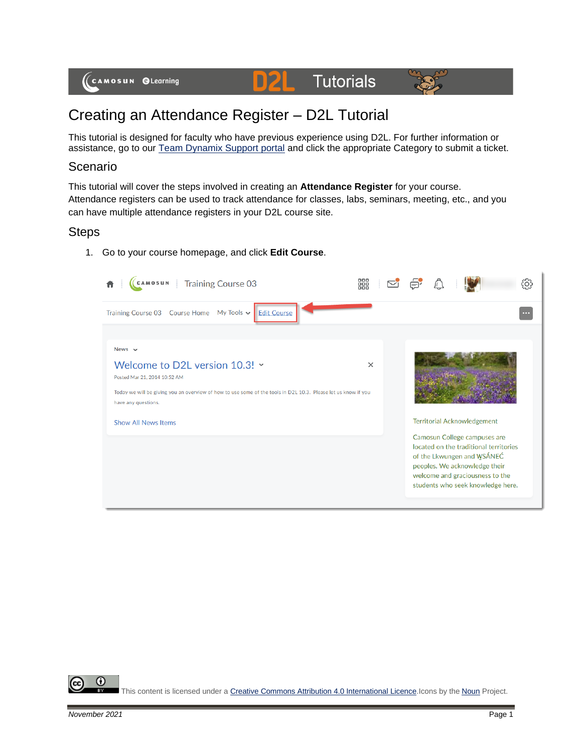# Creating an Attendance Register – D2L Tutorial

This tutorial is designed for faculty who have previous experience using D2L. For further information or assistance, go to our Team Dynamix Support portal and click the appropriate Category to submit a ticket.

## Scenario

This tutorial will cover the steps involved in creating an **Attendance Register** for your course. Attendance registers can be used to track attendance for classes, labs, seminars, meeting, etc., and you can have multiple attendance registers in your D2L course site.

## Steps

1. Go to your course homepage, and click **Edit Course**.

This content is licensed under a Creative Commons Attribution 4.0 International Licence. Icons by the Noun Project.

*November 2021*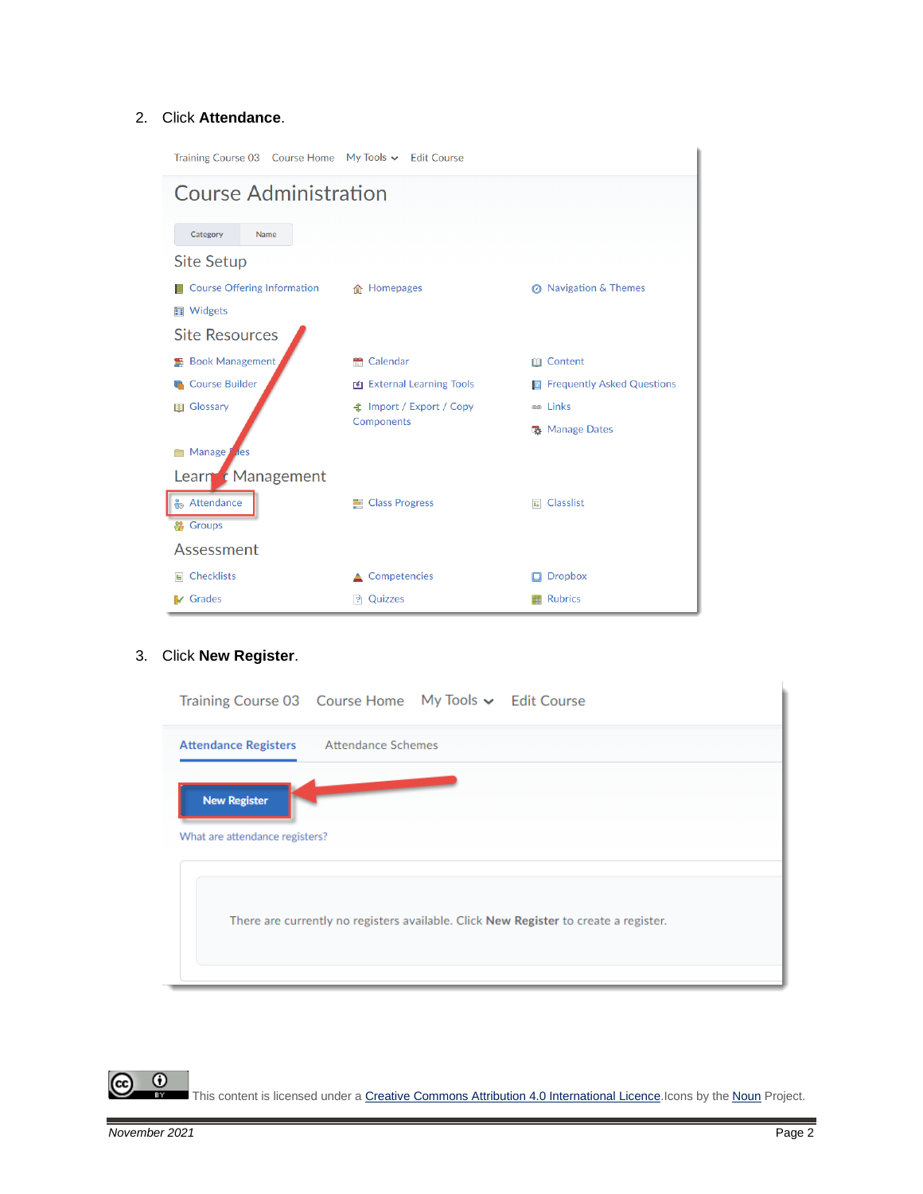2. Click **Attendance**.

3. Click **New Register**.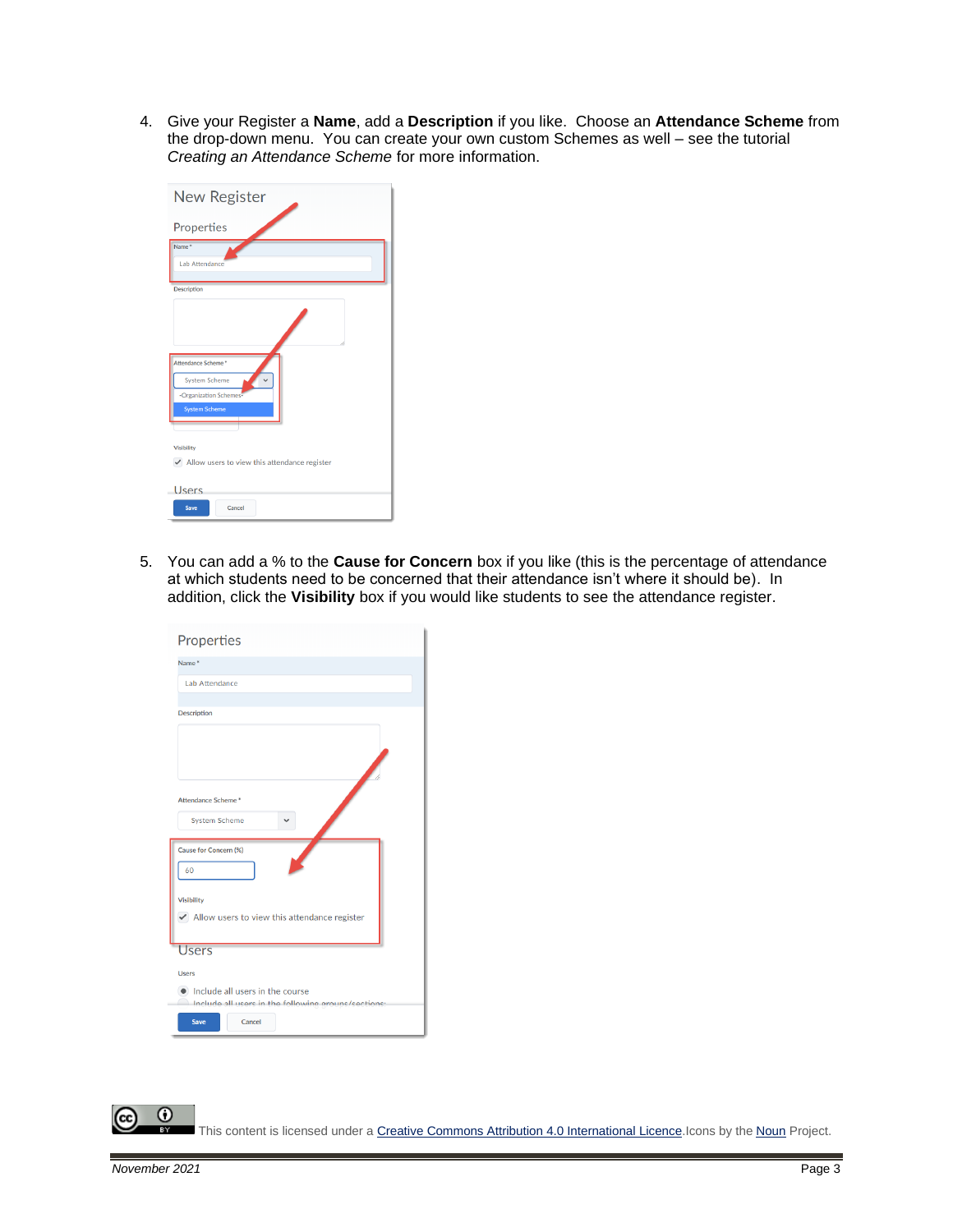4. Give your Register a **Name**, add a **Description** if you like. Choose an **Attendance Scheme** from the drop-down menu. You can create your own custom Schemes as well – see the tutorial *Creating an Attendance Scheme* for more information.

5. You can add a % to the **Cause for Concern** box if you like (this is the percentage of attendance at which students need to be concerned that their attendance isn't where it should be). In addition, click the **Visibility** box if you would like students to see the attendance register.

This content is licensed under a Creative Commons Attribution 4.0 International Licence. Icons by the Noun Project.

*November 2021*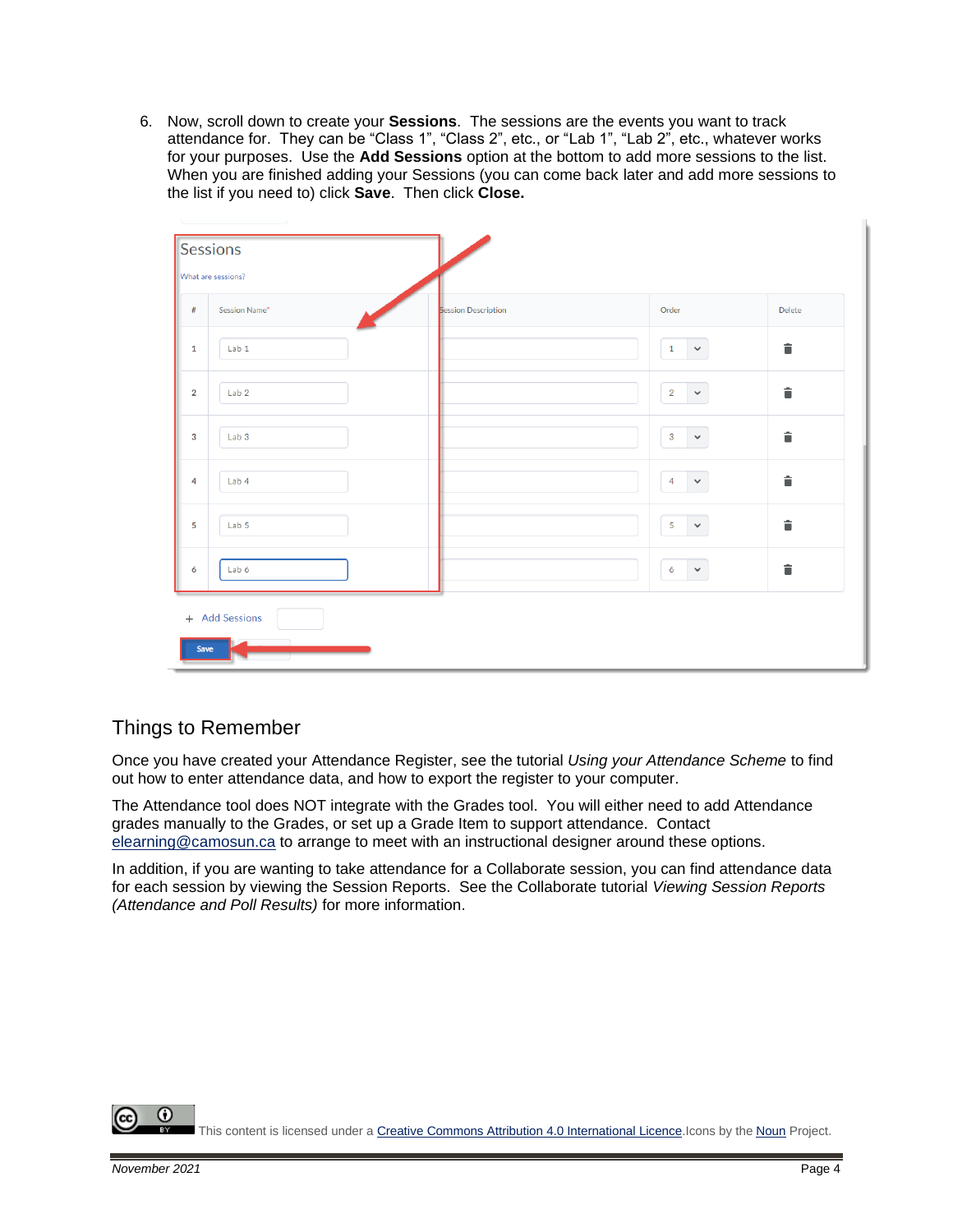6. Now, scroll down to create your **Sessions**. The sessions are the events you want to track attendance for. They can be "Class 1", "Class 2", etc., or "Lab 1", "Lab 2", etc., whatever works for your purposes. Use the **Add Sessions** option at the bottom to add more sessions to the list. When you are finished adding your Sessions (you can come back later and add more sessions to the list if you need to) click **Save**. Then click **Close.**

## Things to Remember

Once you have created your Attendance Register, see the tutorial *Using your Attendance Scheme* to find out how to enter attendance data, and how to export the register to your computer.

The Attendance tool does NOT integrate with the Grades tool. You will either need to add Attendance grades manually to the Grades, or set up a Grade Item to support attendance. Contact elearning@camosun.ca to arrange to meet with an instructional designer around these options.

In addition, if you are wanting to take attendance for a Collaborate session, you can find attendance data for each session by viewing the Session Reports. See the Collaborate tutorial *Viewing Session Reports (Attendance and Poll Results)* for more information.

This content is licensed under a Creative Commons Attribution 4.0 International Licence. Icons by the Noun Project.

November 2021